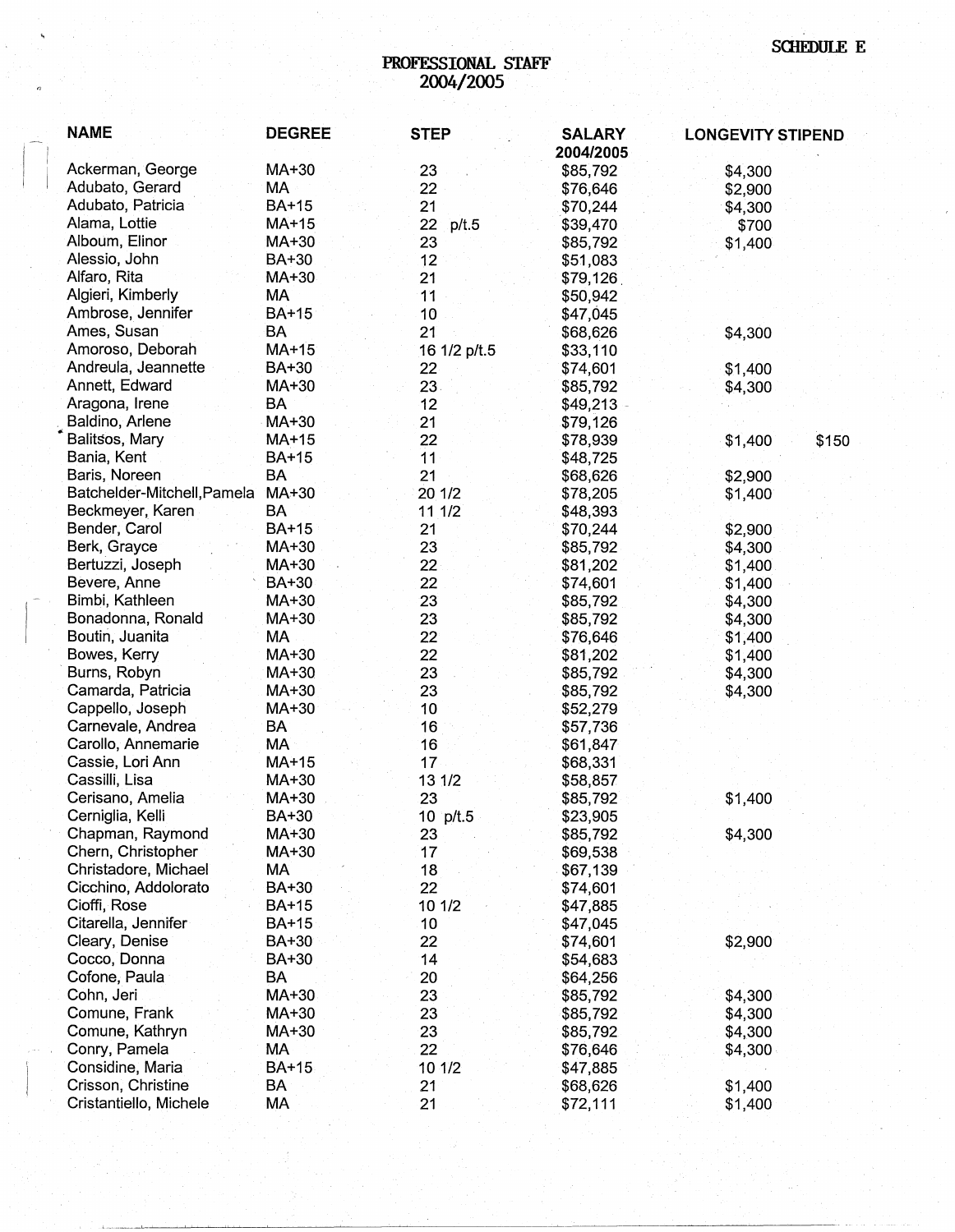SCHEDULE E

# PROFESSIONAL STAFF
## 2004/2005

| NAME | DEGREE | STEP | SALARY 2004/2005 | LONGEVITY STIPEND | |
|---|---|---|---|---|---|
| Ackerman, George | MA+30 | 23 | $85,792 | $4,300 | |
| Adubato, Gerard | MA | 22 | $76,646 | $2,900 | |
| Adubato, Patricia | BA+15 | 21 | $70,244 | $4,300 | |
| Alama, Lottie | MA+15 | 22 p/t.5 | $39,470 | $700 | |
| Alboum, Elinor | MA+30 | 23 | $85,792 | $1,400 | |
| Alessio, John | BA+30 | 12 | $51,083 | | |
| Alfaro, Rita | MA+30 | 21 | $79,126 | | |
| Algieri, Kimberly | MA | 11 | $50,942 | | |
| Ambrose, Jennifer | BA+15 | 10 | $47,045 | | |
| Ames, Susan | BA | 21 | $68,626 | $4,300 | |
| Amoroso, Deborah | MA+15 | 16 1/2 p/t.5 | $33,110 | | |
| Andreula, Jeannette | BA+30 | 22 | $74,601 | $1,400 | |
| Annett, Edward | MA+30 | 23 | $85,792 | $4,300 | |
| Aragona, Irene | BA | 12 | $49,213 | | |
| Baldino, Arlene | MA+30 | 21 | $79,126 | | |
| Balitsos, Mary | MA+15 | 22 | $78,939 | $1,400 | $150 |
| Bania, Kent | BA+15 | 11 | $48,725 | | |
| Baris, Noreen | BA | 21 | $68,626 | $2,900 | |
| Batchelder-Mitchell,Pamela | MA+30 | 20 1/2 | $78,205 | $1,400 | |
| Beckmeyer, Karen | BA | 11 1/2 | $48,393 | | |
| Bender, Carol | BA+15 | 21 | $70,244 | $2,900 | |
| Berk, Grayce | MA+30 | 23 | $85,792 | $4,300 | |
| Bertuzzi, Joseph | MA+30 | 22 | $81,202 | $1,400 | |
| Bevere, Anne | BA+30 | 22 | $74,601 | $1,400 | |
| Bimbi, Kathleen | MA+30 | 23 | $85,792 | $4,300 | |
| Bonadonna, Ronald | MA+30 | 23 | $85,792 | $4,300 | |
| Boutin, Juanita | MA | 22 | $76,646 | $1,400 | |
| Bowes, Kerry | MA+30 | 22 | $81,202 | $1,400 | |
| Burns, Robyn | MA+30 | 23 | $85,792 | $4,300 | |
| Camarda, Patricia | MA+30 | 23 | $85,792 | $4,300 | |
| Cappello, Joseph | MA+30 | 10 | $52,279 | | |
| Carnevale, Andrea | BA | 16 | $57,736 | | |
| Carollo, Annemarie | MA | 16 | $61,847 | | |
| Cassie, Lori Ann | MA+15 | 17 | $68,331 | | |
| Cassilli, Lisa | MA+30 | 13 1/2 | $58,857 | | |
| Cerisano, Amelia | MA+30 | 23 | $85,792 | $1,400 | |
| Cerniglia, Kelli | BA+30 | 10 p/t.5 | $23,905 | | |
| Chapman, Raymond | MA+30 | 23 | $85,792 | $4,300 | |
| Chern, Christopher | MA+30 | 17 | $69,538 | | |
| Christadore, Michael | MA | 18 | $67,139 | | |
| Cicchino, Addolorato | BA+30 | 22 | $74,601 | | |
| Cioffi, Rose | BA+15 | 10 1/2 | $47,885 | | |
| Citarella, Jennifer | BA+15 | 10 | $47,045 | | |
| Cleary, Denise | BA+30 | 22 | $74,601 | $2,900 | |
| Cocco, Donna | BA+30 | 14 | $54,683 | | |
| Cofone, Paula | BA | 20 | $64,256 | | |
| Cohn, Jeri | MA+30 | 23 | $85,792 | $4,300 | |
| Comune, Frank | MA+30 | 23 | $85,792 | $4,300 | |
| Comune, Kathryn | MA+30 | 23 | $85,792 | $4,300 | |
| Conry, Pamela | MA | 22 | $76,646 | $4,300 | |
| Considine, Maria | BA+15 | 10 1/2 | $47,885 | | |
| Crisson, Christine | BA | 21 | $68,626 | $1,400 | |
| Cristantiello, Michele | MA | 21 | $72,111 | $1,400 | |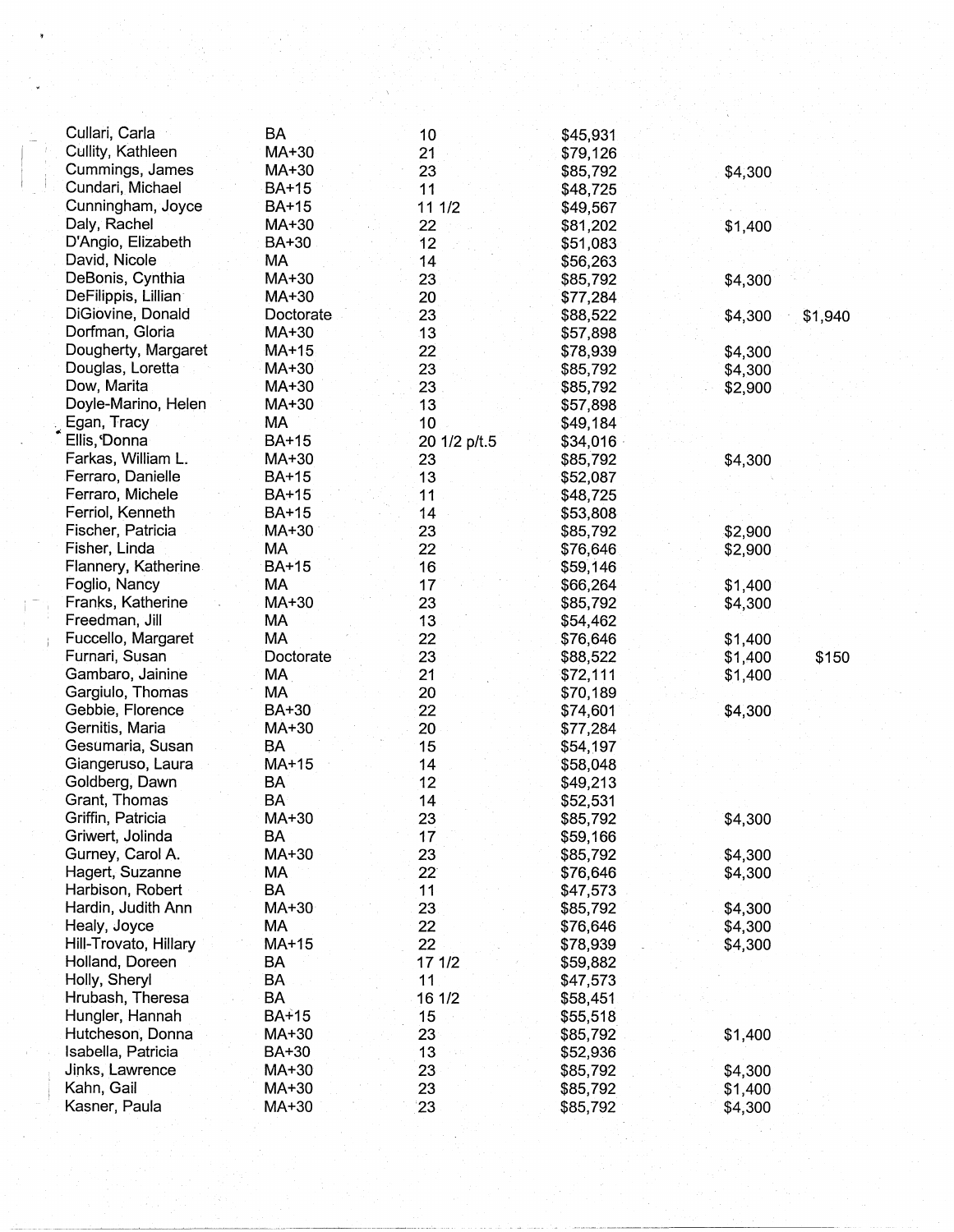| | | | | | |
|---|---|---|---|---|---|
| Cullari, Carla | BA | 10 | $45,931 | | |
| Cullity, Kathleen | MA+30 | 21 | $79,126 | | |
| Cummings, James | MA+30 | 23 | $85,792 | $4,300 | |
| Cundari, Michael | BA+15 | 11 | $48,725 | | |
| Cunningham, Joyce | BA+15 | 11 1/2 | $49,567 | | |
| Daly, Rachel | MA+30 | 22 | $81,202 | $1,400 | |
| D'Angio, Elizabeth | BA+30 | 12 | $51,083 | | |
| David, Nicole | MA | 14 | $56,263 | | |
| DeBonis, Cynthia | MA+30 | 23 | $85,792 | $4,300 | |
| DeFilippis, Lillian | MA+30 | 20 | $77,284 | | |
| DiGiovine, Donald | Doctorate | 23 | $88,522 | $4,300 | $1,940 |
| Dorfman, Gloria | MA+30 | 13 | $57,898 | | |
| Dougherty, Margaret | MA+15 | 22 | $78,939 | $4,300 | |
| Douglas, Loretta | MA+30 | 23 | $85,792 | $4,300 | |
| Dow, Marita | MA+30 | 23 | $85,792 | $2,900 | |
| Doyle-Marino, Helen | MA+30 | 13 | $57,898 | | |
| Egan, Tracy | MA | 10 | $49,184 | | |
| Ellis, Donna | BA+15 | 20 1/2 p/t.5 | $34,016 | | |
| Farkas, William L. | MA+30 | 23 | $85,792 | $4,300 | |
| Ferraro, Danielle | BA+15 | 13 | $52,087 | | |
| Ferraro, Michele | BA+15 | 11 | $48,725 | | |
| Ferriol, Kenneth | BA+15 | 14 | $53,808 | | |
| Fischer, Patricia | MA+30 | 23 | $85,792 | $2,900 | |
| Fisher, Linda | MA | 22 | $76,646 | $2,900 | |
| Flannery, Katherine | BA+15 | 16 | $59,146 | | |
| Foglio, Nancy | MA | 17 | $66,264 | $1,400 | |
| Franks, Katherine | MA+30 | 23 | $85,792 | $4,300 | |
| Freedman, Jill | MA | 13 | $54,462 | | |
| Fuccello, Margaret | MA | 22 | $76,646 | $1,400 | |
| Furnari, Susan | Doctorate | 23 | $88,522 | $1,400 | $150 |
| Gambaro, Jainine | MA | 21 | $72,111 | $1,400 | |
| Gargiulo, Thomas | MA | 20 | $70,189 | | |
| Gebbie, Florence | BA+30 | 22 | $74,601 | $4,300 | |
| Gernitis, Maria | MA+30 | 20 | $77,284 | | |
| Gesumaria, Susan | BA | 15 | $54,197 | | |
| Giangeruso, Laura | MA+15 | 14 | $58,048 | | |
| Goldberg, Dawn | BA | 12 | $49,213 | | |
| Grant, Thomas | BA | 14 | $52,531 | | |
| Griffin, Patricia | MA+30 | 23 | $85,792 | $4,300 | |
| Griwert, Jolinda | BA | 17 | $59,166 | | |
| Gurney, Carol A. | MA+30 | 23 | $85,792 | $4,300 | |
| Hagert, Suzanne | MA | 22 | $76,646 | $4,300 | |
| Harbison, Robert | BA | 11 | $47,573 | | |
| Hardin, Judith Ann | MA+30 | 23 | $85,792 | $4,300 | |
| Healy, Joyce | MA | 22 | $76,646 | $4,300 | |
| Hill-Trovato, Hillary | MA+15 | 22 | $78,939 | $4,300 | |
| Holland, Doreen | BA | 17 1/2 | $59,882 | | |
| Holly, Sheryl | BA | 11 | $47,573 | | |
| Hrubash, Theresa | BA | 16 1/2 | $58,451 | | |
| Hungler, Hannah | BA+15 | 15 | $55,518 | | |
| Hutcheson, Donna | MA+30 | 23 | $85,792 | $1,400 | |
| Isabella, Patricia | BA+30 | 13 | $52,936 | | |
| Jinks, Lawrence | MA+30 | 23 | $85,792 | $4,300 | |
| Kahn, Gail | MA+30 | 23 | $85,792 | $1,400 | |
| Kasner, Paula | MA+30 | 23 | $85,792 | $4,300 | |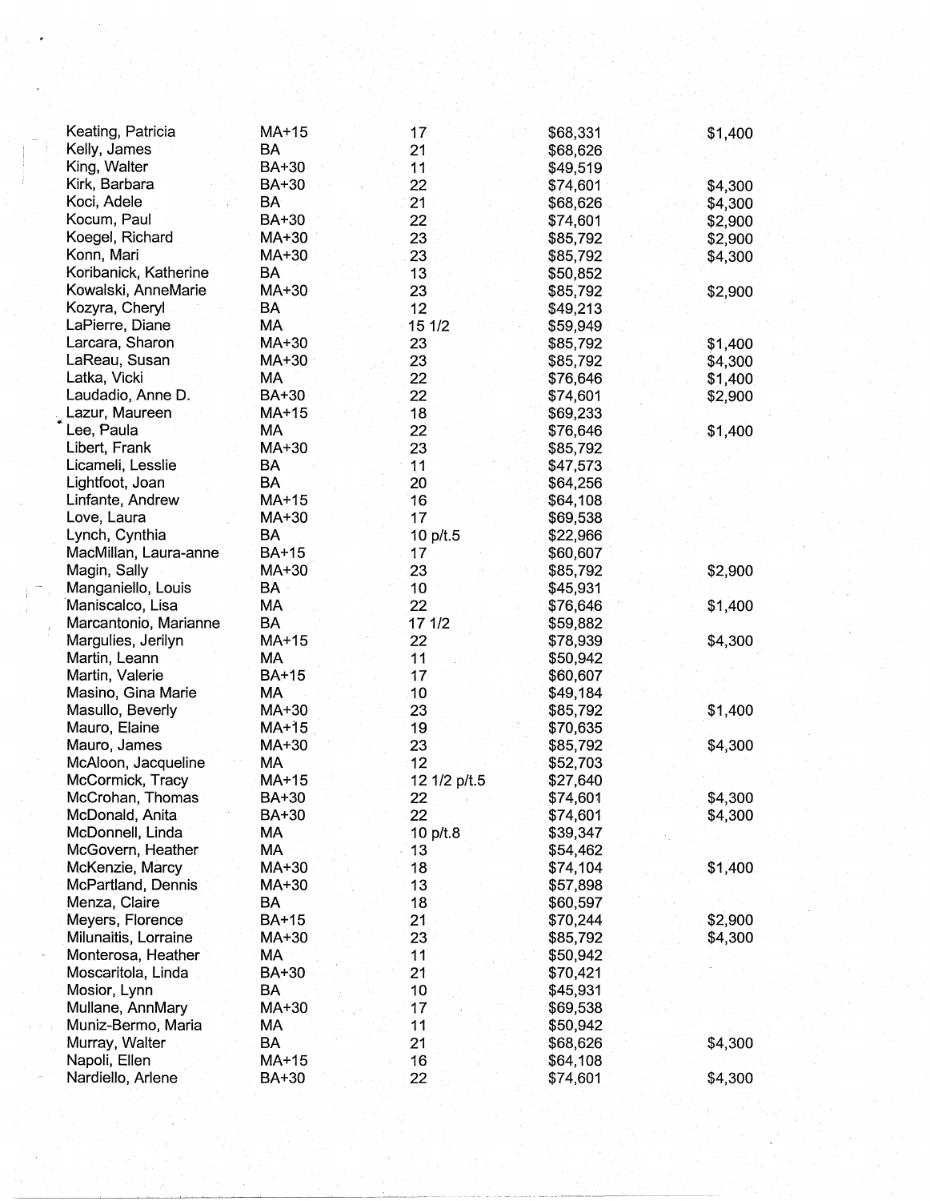| | | | | |
|---|---|---|---|---|
| Keating, Patricia | MA+15 | 17 | $68,331 | $1,400 |
| Kelly, James | BA | 21 | $68,626 | |
| King, Walter | BA+30 | 11 | $49,519 | |
| Kirk, Barbara | BA+30 | 22 | $74,601 | $4,300 |
| Koci, Adele | BA | 21 | $68,626 | $4,300 |
| Kocum, Paul | BA+30 | 22 | $74,601 | $2,900 |
| Koegel, Richard | MA+30 | 23 | $85,792 | $2,900 |
| Konn, Mari | MA+30 | 23 | $85,792 | $4,300 |
| Koribanick, Katherine | BA | 13 | $50,852 | |
| Kowalski, AnneMarie | MA+30 | 23 | $85,792 | $2,900 |
| Kozyra, Cheryl | BA | 12 | $49,213 | |
| LaPierre, Diane | MA | 15 1/2 | $59,949 | |
| Larcara, Sharon | MA+30 | 23 | $85,792 | $1,400 |
| LaReau, Susan | MA+30 | 23 | $85,792 | $4,300 |
| Latka, Vicki | MA | 22 | $76,646 | $1,400 |
| Laudadio, Anne D. | BA+30 | 22 | $74,601 | $2,900 |
| Lazur, Maureen | MA+15 | 18 | $69,233 | |
| Lee, Paula | MA | 22 | $76,646 | $1,400 |
| Libert, Frank | MA+30 | 23 | $85,792 | |
| Licameli, Lesslie | BA | 11 | $47,573 | |
| Lightfoot, Joan | BA | 20 | $64,256 | |
| Linfante, Andrew | MA+15 | 16 | $64,108 | |
| Love, Laura | MA+30 | 17 | $69,538 | |
| Lynch, Cynthia | BA | 10 p/t.5 | $22,966 | |
| MacMillan, Laura-anne | BA+15 | 17 | $60,607 | |
| Magin, Sally | MA+30 | 23 | $85,792 | $2,900 |
| Manganiello, Louis | BA | 10 | $45,931 | |
| Maniscalco, Lisa | MA | 22 | $76,646 | $1,400 |
| Marcantonio, Marianne | BA | 17 1/2 | $59,882 | |
| Margulies, Jerilyn | MA+15 | 22 | $78,939 | $4,300 |
| Martin, Leann | MA | 11 | $50,942 | |
| Martin, Valerie | BA+15 | 17 | $60,607 | |
| Masino, Gina Marie | MA | 10 | $49,184 | |
| Masullo, Beverly | MA+30 | 23 | $85,792 | $1,400 |
| Mauro, Elaine | MA+15 | 19 | $70,635 | |
| Mauro, James | MA+30 | 23 | $85,792 | $4,300 |
| McAloon, Jacqueline | MA | 12 | $52,703 | |
| McCormick, Tracy | MA+15 | 12 1/2 p/t.5 | $27,640 | |
| McCrohan, Thomas | BA+30 | 22 | $74,601 | $4,300 |
| McDonald, Anita | BA+30 | 22 | $74,601 | $4,300 |
| McDonnell, Linda | MA | 10 p/t.8 | $39,347 | |
| McGovern, Heather | MA | 13 | $54,462 | |
| McKenzie, Marcy | MA+30 | 18 | $74,104 | $1,400 |
| McPartland, Dennis | MA+30 | 13 | $57,898 | |
| Menza, Claire | BA | 18 | $60,597 | |
| Meyers, Florence | BA+15 | 21 | $70,244 | $2,900 |
| Milunaitis, Lorraine | MA+30 | 23 | $85,792 | $4,300 |
| Monterosa, Heather | MA | 11 | $50,942 | |
| Moscaritola, Linda | BA+30 | 21 | $70,421 | |
| Mosior, Lynn | BA | 10 | $45,931 | |
| Mullane, AnnMary | MA+30 | 17 | $69,538 | |
| Muniz-Bermo, Maria | MA | 11 | $50,942 | |
| Murray, Walter | BA | 21 | $68,626 | $4,300 |
| Napoli, Ellen | MA+15 | 16 | $64,108 | |
| Nardiello, Arlene | BA+30 | 22 | $74,601 | $4,300 |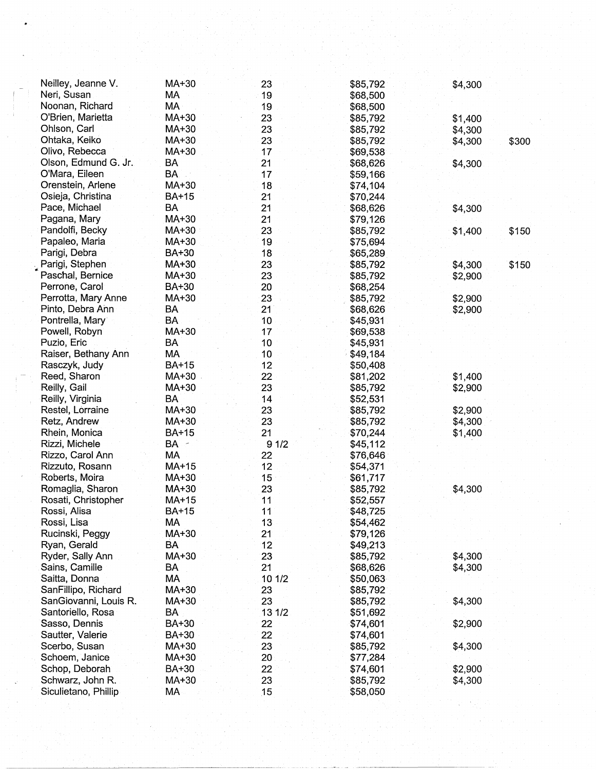| | | | | | |
|---|---|---|---|---|---|
| Neilley, Jeanne V. | MA+30 | 23 | $85,792 | $4,300 | |
| Neri, Susan | MA | 19 | $68,500 | | |
| Noonan, Richard | MA | 19 | $68,500 | | |
| O'Brien, Marietta | MA+30 | 23 | $85,792 | $1,400 | |
| Ohlson, Carl | MA+30 | 23 | $85,792 | $4,300 | |
| Ohtaka, Keiko | MA+30 | 23 | $85,792 | $4,300 | $300 |
| Olivo, Rebecca | MA+30 | 17 | $69,538 | | |
| Olson, Edmund G. Jr. | BA | 21 | $68,626 | $4,300 | |
| O'Mara, Eileen | BA | 17 | $59,166 | | |
| Orenstein, Arlene | MA+30 | 18 | $74,104 | | |
| Osieja, Christina | BA+15 | 21 | $70,244 | | |
| Pace, Michael | BA | 21 | $68,626 | $4,300 | |
| Pagana, Mary | MA+30 | 21 | $79,126 | | |
| Pandolfi, Becky | MA+30 | 23 | $85,792 | $1,400 | $150 |
| Papaleo, Maria | MA+30 | 19 | $75,694 | | |
| Parigi, Debra | BA+30 | 18 | $65,289 | | |
| Parigi, Stephen | MA+30 | 23 | $85,792 | $4,300 | $150 |
| Paschal, Bernice | MA+30 | 23 | $85,792 | $2,900 | |
| Perrone, Carol | BA+30 | 20 | $68,254 | | |
| Perrotta, Mary Anne | MA+30 | 23 | $85,792 | $2,900 | |
| Pinto, Debra Ann | BA | 21 | $68,626 | $2,900 | |
| Pontrella, Mary | BA | 10 | $45,931 | | |
| Powell, Robyn | MA+30 | 17 | $69,538 | | |
| Puzio, Eric | BA | 10 | $45,931 | | |
| Raiser, Bethany Ann | MA | 10 | $49,184 | | |
| Rasczyk, Judy | BA+15 | 12 | $50,408 | | |
| Reed, Sharon | MA+30 | 22 | $81,202 | $1,400 | |
| Reilly, Gail | MA+30 | 23 | $85,792 | $2,900 | |
| Reilly, Virginia | BA | 14 | $52,531 | | |
| Restel, Lorraine | MA+30 | 23 | $85,792 | $2,900 | |
| Retz, Andrew | MA+30 | 23 | $85,792 | $4,300 | |
| Rhein, Monica | BA+15 | 21 | $70,244 | $1,400 | |
| Rizzi, Michele | BA | 9 1/2 | $45,112 | | |
| Rizzo, Carol Ann | MA | 22 | $76,646 | | |
| Rizzuto, Rosann | MA+15 | 12 | $54,371 | | |
| Roberts, Moira | MA+30 | 15 | $61,717 | | |
| Romaglia, Sharon | MA+30 | 23 | $85,792 | $4,300 | |
| Rosati, Christopher | MA+15 | 11 | $52,557 | | |
| Rossi, Alisa | BA+15 | 11 | $48,725 | | |
| Rossi, Lisa | MA | 13 | $54,462 | | |
| Rucinski, Peggy | MA+30 | 21 | $79,126 | | |
| Ryan, Gerald | BA | 12 | $49,213 | | |
| Ryder, Sally Ann | MA+30 | 23 | $85,792 | $4,300 | |
| Sains, Camille | BA | 21 | $68,626 | $4,300 | |
| Saitta, Donna | MA | 10 1/2 | $50,063 | | |
| SanFillipo, Richard | MA+30 | 23 | $85,792 | | |
| SanGiovanni, Louis R. | MA+30 | 23 | $85,792 | $4,300 | |
| Santoriello, Rosa | BA | 13 1/2 | $51,692 | | |
| Sasso, Dennis | BA+30 | 22 | $74,601 | $2,900 | |
| Sautter, Valerie | BA+30 | 22 | $74,601 | | |
| Scerbo, Susan | MA+30 | 23 | $85,792 | $4,300 | |
| Schoem, Janice | MA+30 | 20 | $77,284 | | |
| Schop, Deborah | BA+30 | 22 | $74,601 | $2,900 | |
| Schwarz, John R. | MA+30 | 23 | $85,792 | $4,300 | |
| Siculietano, Phillip | MA | 15 | $58,050 | | |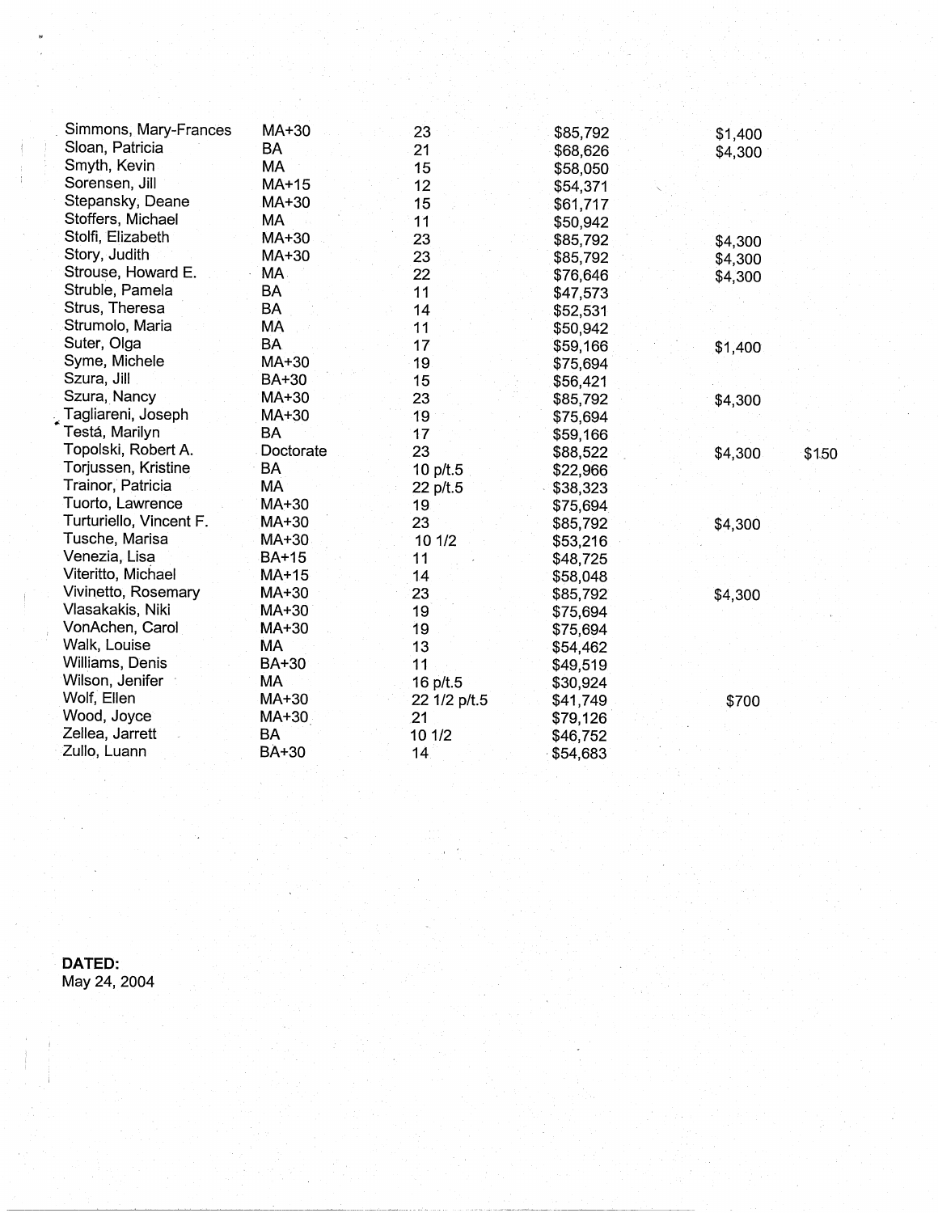| | | | | | |
|---|---|---|---|---|---|
| Simmons, Mary-Frances | MA+30 | 23 | $85,792 | $1,400 | |
| Sloan, Patricia | BA | 21 | $68,626 | $4,300 | |
| Smyth, Kevin | MA | 15 | $58,050 | | |
| Sorensen, Jill | MA+15 | 12 | $54,371 | | |
| Stepansky, Deane | MA+30 | 15 | $61,717 | | |
| Stoffers, Michael | MA | 11 | $50,942 | | |
| Stolfi, Elizabeth | MA+30 | 23 | $85,792 | $4,300 | |
| Story, Judith | MA+30 | 23 | $85,792 | $4,300 | |
| Strouse, Howard E. | MA | 22 | $76,646 | $4,300 | |
| Struble, Pamela | BA | 11 | $47,573 | | |
| Strus, Theresa | BA | 14 | $52,531 | | |
| Strumolo, Maria | MA | 11 | $50,942 | | |
| Suter, Olga | BA | 17 | $59,166 | $1,400 | |
| Syme, Michele | MA+30 | 19 | $75,694 | | |
| Szura, Jill | BA+30 | 15 | $56,421 | | |
| Szura, Nancy | MA+30 | 23 | $85,792 | $4,300 | |
| Tagliareni, Joseph | MA+30 | 19 | $75,694 | | |
| Testá, Marilyn | BA | 17 | $59,166 | | |
| Topolski, Robert A. | Doctorate | 23 | $88,522 | $4,300 | $150 |
| Torjussen, Kristine | BA | 10 p/t.5 | $22,966 | | |
| Trainor, Patricia | MA | 22 p/t.5 | $38,323 | | |
| Tuorto, Lawrence | MA+30 | 19 | $75,694 | | |
| Turturiello, Vincent F. | MA+30 | 23 | $85,792 | $4,300 | |
| Tusche, Marisa | MA+30 | 10 1/2 | $53,216 | | |
| Venezia, Lisa | BA+15 | 11 | $48,725 | | |
| Viteritto, Michael | MA+15 | 14 | $58,048 | | |
| Vivinetto, Rosemary | MA+30 | 23 | $85,792 | $4,300 | |
| Vlasakakis, Niki | MA+30 | 19 | $75,694 | | |
| VonAchen, Carol | MA+30 | 19 | $75,694 | | |
| Walk, Louise | MA | 13 | $54,462 | | |
| Williams, Denis | BA+30 | 11 | $49,519 | | |
| Wilson, Jenifer | MA | 16 p/t.5 | $30,924 | | |
| Wolf, Ellen | MA+30 | 22 1/2 p/t.5 | $41,749 | $700 | |
| Wood, Joyce | MA+30 | 21 | $79,126 | | |
| Zellea, Jarrett | BA | 10 1/2 | $46,752 | | |
| Zullo, Luann | BA+30 | 14 | $54,683 | | |

**DATED:**
May 24, 2004